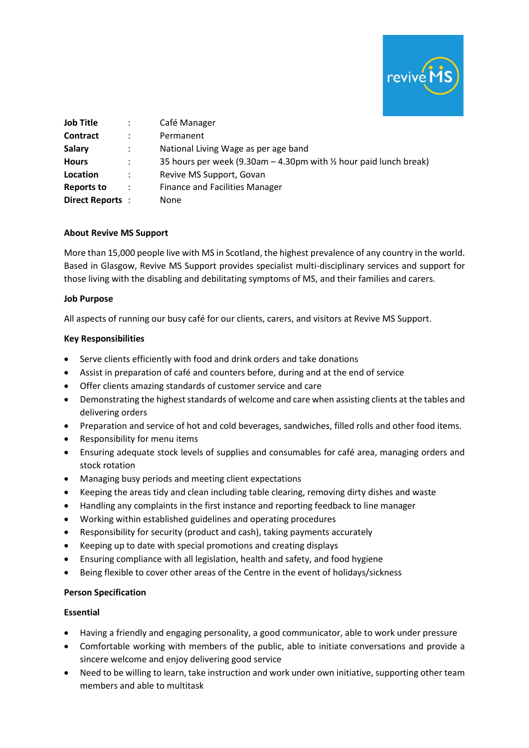| | | |
|---|---|---|
| **Job Title** | : | Café Manager |
| **Contract** | : | Permanent |
| **Salary** | : | National Living Wage as per age band |
| **Hours** | : | 35 hours per week (9.30am – 4.30pm with ½ hour paid lunch break) |
| **Location** | : | Revive MS Support, Govan |
| **Reports to** | : | Finance and Facilities Manager |
| **Direct Reports** | : | None |

**About Revive MS Support**

More than 15,000 people live with MS in Scotland, the highest prevalence of any country in the world. Based in Glasgow, Revive MS Support provides specialist multi-disciplinary services and support for those living with the disabling and debilitating symptoms of MS, and their families and carers.

**Job Purpose**

All aspects of running our busy café for our clients, carers, and visitors at Revive MS Support.

**Key Responsibilities**

- Serve clients efficiently with food and drink orders and take donations
- Assist in preparation of café and counters before, during and at the end of service
- Offer clients amazing standards of customer service and care
- Demonstrating the highest standards of welcome and care when assisting clients at the tables and delivering orders
- Preparation and service of hot and cold beverages, sandwiches, filled rolls and other food items.
- Responsibility for menu items
- Ensuring adequate stock levels of supplies and consumables for café area, managing orders and stock rotation
- Managing busy periods and meeting client expectations
- Keeping the areas tidy and clean including table clearing, removing dirty dishes and waste
- Handling any complaints in the first instance and reporting feedback to line manager
- Working within established guidelines and operating procedures
- Responsibility for security (product and cash), taking payments accurately
- Keeping up to date with special promotions and creating displays
- Ensuring compliance with all legislation, health and safety, and food hygiene
- Being flexible to cover other areas of the Centre in the event of holidays/sickness

**Person Specification**

**Essential**

- Having a friendly and engaging personality, a good communicator, able to work under pressure
- Comfortable working with members of the public, able to initiate conversations and provide a sincere welcome and enjoy delivering good service
- Need to be willing to learn, take instruction and work under own initiative, supporting other team members and able to multitask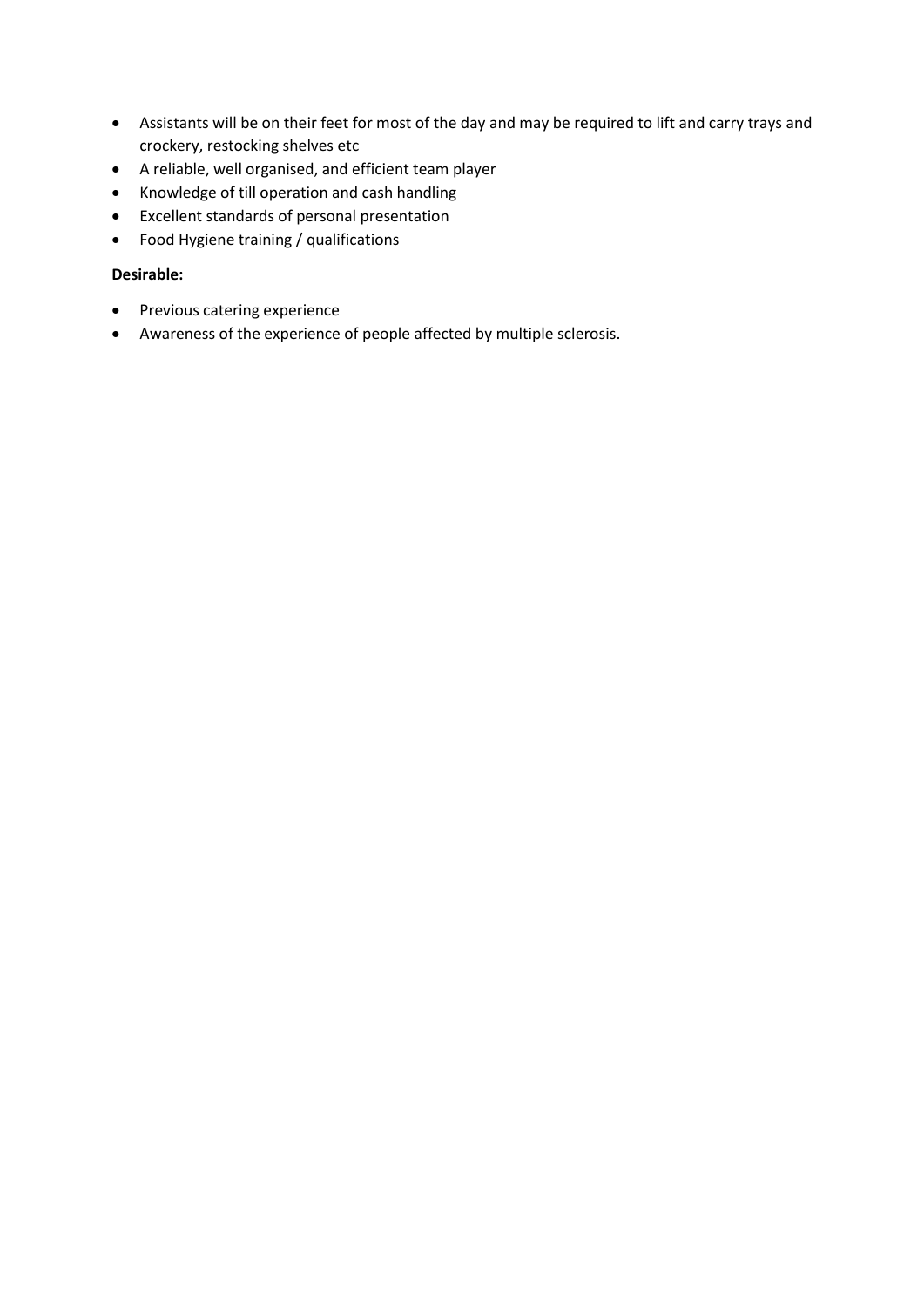- Assistants will be on their feet for most of the day and may be required to lift and carry trays and crockery, restocking shelves etc
- A reliable, well organised, and efficient team player
- Knowledge of till operation and cash handling
- Excellent standards of personal presentation
- Food Hygiene training / qualifications

**Desirable:**

- Previous catering experience
- Awareness of the experience of people affected by multiple sclerosis.